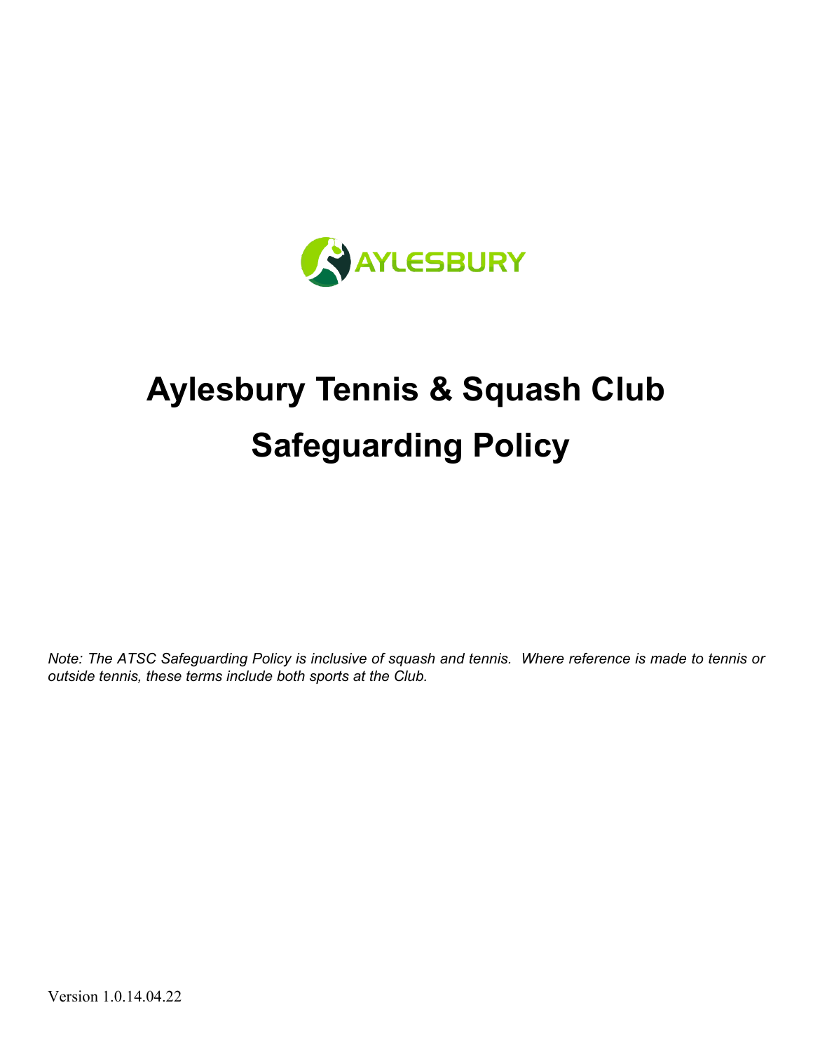AYLESBURY

# Aylesbury Tennis & Squash Club

# Safeguarding Policy

*Note: The ATSC Safeguarding Policy is inclusive of squash and tennis. Where reference is made to tennis or outside tennis, these terms include both sports at the Club.*

Version 1.0.14.04.22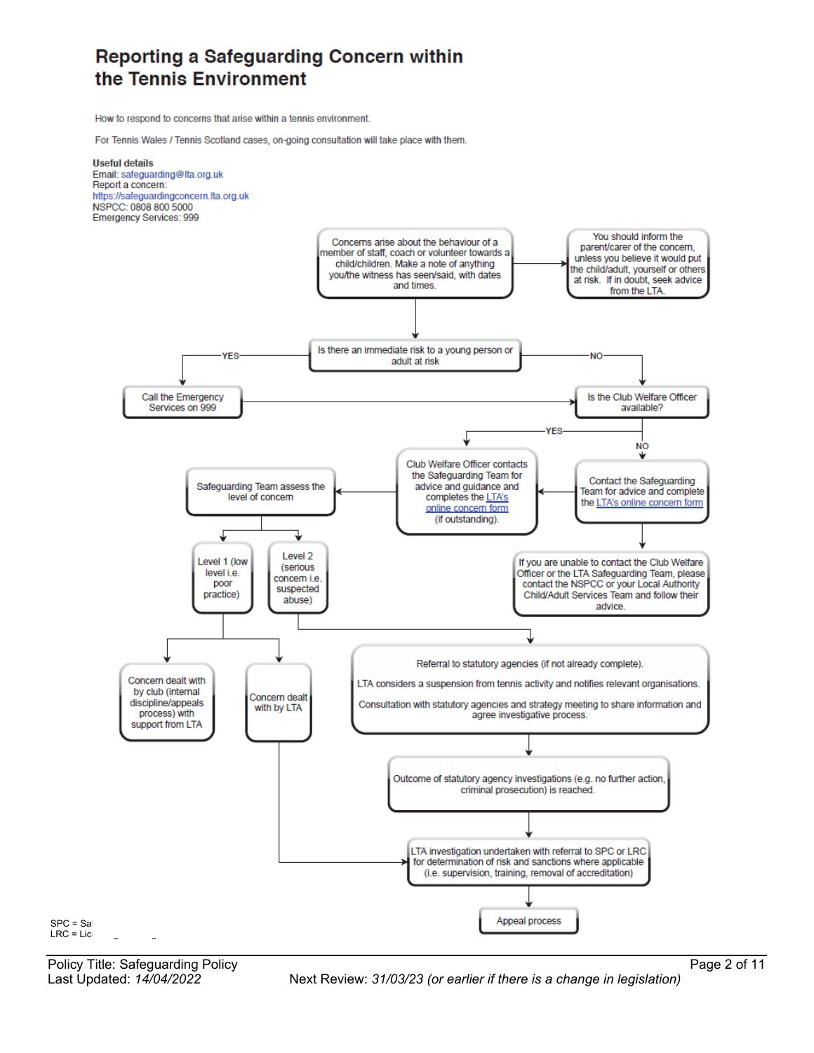# Reporting a Safeguarding Concern within the Tennis Environment

How to respond to concerns that arise within a tennis environment.

For Tennis Wales / Tennis Scotland cases, on-going consultation will take place with them.

**Useful details**
Email: safeguarding@lta.org.uk
Report a concern:
https://safeguardingconcern.lta.org.uk
NSPCC: 0808 800 5000
Emergency Services: 999

Concerns arise about the behaviour of a member of staff, coach or volunteer towards a child/children. Make a note of anything you/the witness has seen/said, with dates and times.

→ You should inform the parent/carer of the concern, unless you believe it would put the child/adult, yourself or others at risk. If in doubt, seek advice from the LTA.

Is there an immediate risk to a young person or adult at risk

- **YES** → Call the Emergency Services on 999 → Is the Club Welfare Officer available?
- **NO** → Is the Club Welfare Officer available?

Is the Club Welfare Officer available?

- **YES** → Club Welfare Officer contacts the Safeguarding Team for advice and guidance and completes the LTA's online concern form (if outstanding).
- **NO** → Contact the Safeguarding Team for advice and complete the LTA's online concern form → Club Welfare Officer contacts the Safeguarding Team...
  - If you are unable to contact the Club Welfare Officer or the LTA Safeguarding Team, please contact the NSPCC or your Local Authority Child/Adult Services Team and follow their advice.

Safeguarding Team assess the level of concern

- **Level 1** (low level i.e. poor practice)
  - Concern dealt with by club (internal discipline/appeals process) with support from LTA
  - Concern dealt with by LTA → LTA investigation undertaken with referral to SPC or LRC for determination of risk and sanctions where applicable (i.e. supervision, training, removal of accreditation)
- **Level 2** (serious concern i.e. suspected abuse)
  - Referral to statutory agencies (if not already complete).
    LTA considers a suspension from tennis activity and notifies relevant organisations.
    Consultation with statutory agencies and strategy meeting to share information and agree investigative process.
  - → Outcome of statutory agency investigations (e.g. no further action, criminal prosecution) is reached.
  - → LTA investigation undertaken with referral to SPC or LRC for determination of risk and sanctions where applicable (i.e. supervision, training, removal of accreditation)
  - → Appeal process

SPC = Sa
LRC = Lic

Policy Title: Safeguarding Policy
Last Updated: *14/04/2022*
Next Review: *31/03/23 (or earlier if there is a change in legislation)*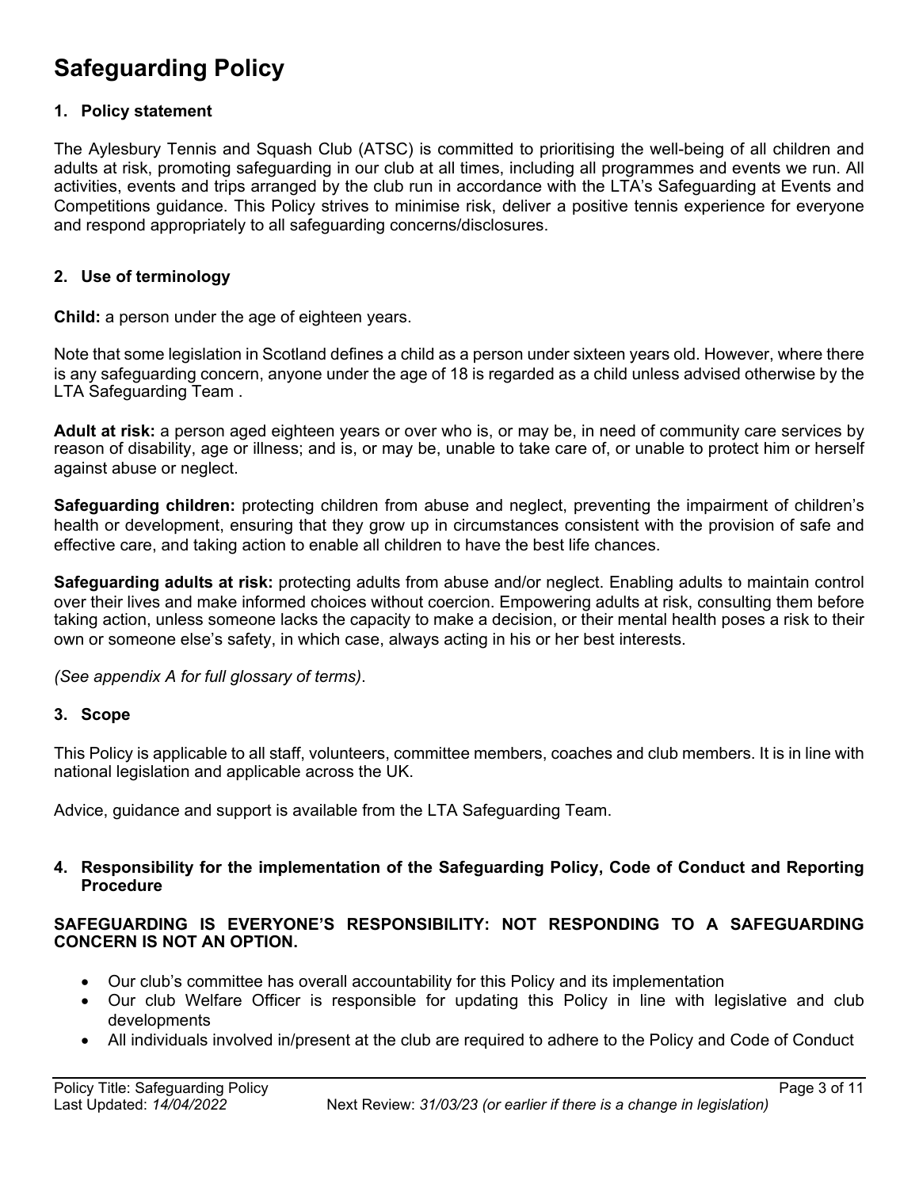# Safeguarding Policy

### 1. Policy statement

The Aylesbury Tennis and Squash Club (ATSC) is committed to prioritising the well-being of all children and adults at risk, promoting safeguarding in our club at all times, including all programmes and events we run. All activities, events and trips arranged by the club run in accordance with the LTA's Safeguarding at Events and Competitions guidance. This Policy strives to minimise risk, deliver a positive tennis experience for everyone and respond appropriately to all safeguarding concerns/disclosures.

### 2. Use of terminology

**Child:** a person under the age of eighteen years.

Note that some legislation in Scotland defines a child as a person under sixteen years old. However, where there is any safeguarding concern, anyone under the age of 18 is regarded as a child unless advised otherwise by the LTA Safeguarding Team .

**Adult at risk:** a person aged eighteen years or over who is, or may be, in need of community care services by reason of disability, age or illness; and is, or may be, unable to take care of, or unable to protect him or herself against abuse or neglect.

**Safeguarding children:** protecting children from abuse and neglect, preventing the impairment of children's health or development, ensuring that they grow up in circumstances consistent with the provision of safe and effective care, and taking action to enable all children to have the best life chances.

**Safeguarding adults at risk:** protecting adults from abuse and/or neglect. Enabling adults to maintain control over their lives and make informed choices without coercion. Empowering adults at risk, consulting them before taking action, unless someone lacks the capacity to make a decision, or their mental health poses a risk to their own or someone else's safety, in which case, always acting in his or her best interests.

*(See appendix A for full glossary of terms)*.

### 3. Scope

This Policy is applicable to all staff, volunteers, committee members, coaches and club members. It is in line with national legislation and applicable across the UK.

Advice, guidance and support is available from the LTA Safeguarding Team.

### 4. Responsibility for the implementation of the Safeguarding Policy, Code of Conduct and Reporting Procedure

**SAFEGUARDING IS EVERYONE'S RESPONSIBILITY: NOT RESPONDING TO A SAFEGUARDING CONCERN IS NOT AN OPTION.**

- Our club's committee has overall accountability for this Policy and its implementation
- Our club Welfare Officer is responsible for updating this Policy in line with legislative and club developments
- All individuals involved in/present at the club are required to adhere to the Policy and Code of Conduct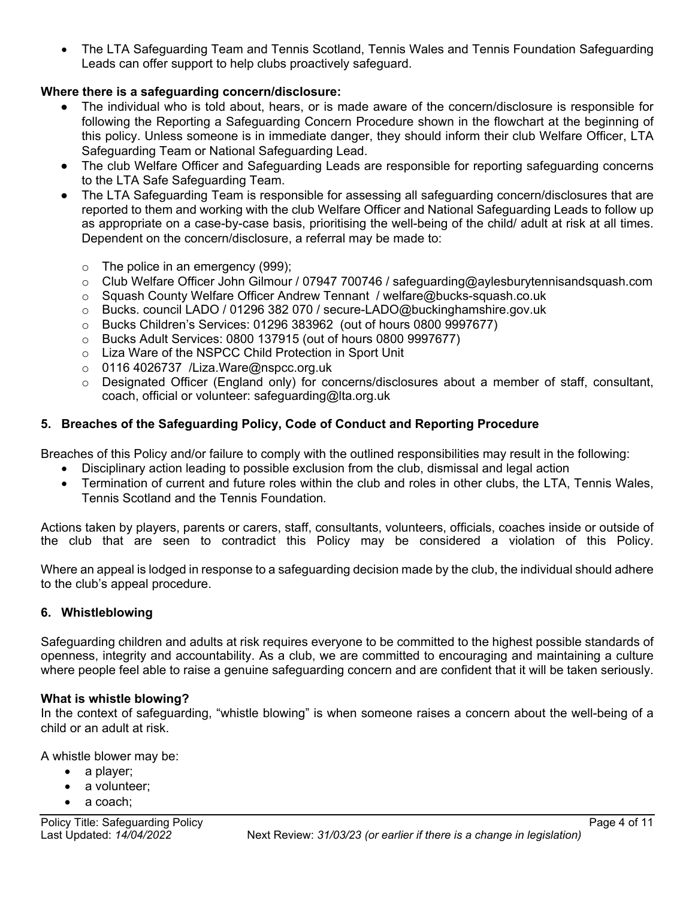- The LTA Safeguarding Team and Tennis Scotland, Tennis Wales and Tennis Foundation Safeguarding Leads can offer support to help clubs proactively safeguard.

**Where there is a safeguarding concern/disclosure:**

- The individual who is told about, hears, or is made aware of the concern/disclosure is responsible for following the Reporting a Safeguarding Concern Procedure shown in the flowchart at the beginning of this policy. Unless someone is in immediate danger, they should inform their club Welfare Officer, LTA Safeguarding Team or National Safeguarding Lead.
- The club Welfare Officer and Safeguarding Leads are responsible for reporting safeguarding concerns to the LTA Safe Safeguarding Team.
- The LTA Safeguarding Team is responsible for assessing all safeguarding concern/disclosures that are reported to them and working with the club Welfare Officer and National Safeguarding Leads to follow up as appropriate on a case-by-case basis, prioritising the well-being of the child/ adult at risk at all times. Dependent on the concern/disclosure, a referral may be made to:
  - The police in an emergency (999);
  - Club Welfare Officer John Gilmour / 07947 700746 / safeguarding@aylesburytennisandsquash.com
  - Squash County Welfare Officer Andrew Tennant / welfare@bucks-squash.co.uk
  - Bucks. council LADO / 01296 382 070 / secure-LADO@buckinghamshire.gov.uk
  - Bucks Children's Services: 01296 383962 (out of hours 0800 9997677)
  - Bucks Adult Services: 0800 137915 (out of hours 0800 9997677)
  - Liza Ware of the NSPCC Child Protection in Sport Unit
  - 0116 4026737 /Liza.Ware@nspcc.org.uk
  - Designated Officer (England only) for concerns/disclosures about a member of staff, consultant, coach, official or volunteer: safeguarding@lta.org.uk

## 5. Breaches of the Safeguarding Policy, Code of Conduct and Reporting Procedure

Breaches of this Policy and/or failure to comply with the outlined responsibilities may result in the following:

- Disciplinary action leading to possible exclusion from the club, dismissal and legal action
- Termination of current and future roles within the club and roles in other clubs, the LTA, Tennis Wales, Tennis Scotland and the Tennis Foundation*.*

Actions taken by players, parents or carers, staff, consultants, volunteers, officials, coaches inside or outside of the club that are seen to contradict this Policy may be considered a violation of this Policy.

Where an appeal is lodged in response to a safeguarding decision made by the club, the individual should adhere to the club's appeal procedure.

## 6. Whistleblowing

Safeguarding children and adults at risk requires everyone to be committed to the highest possible standards of openness, integrity and accountability. As a club, we are committed to encouraging and maintaining a culture where people feel able to raise a genuine safeguarding concern and are confident that it will be taken seriously.

**What is whistle blowing?**

In the context of safeguarding, "whistle blowing" is when someone raises a concern about the well-being of a child or an adult at risk.

A whistle blower may be:

- a player;
- a volunteer;
- a coach;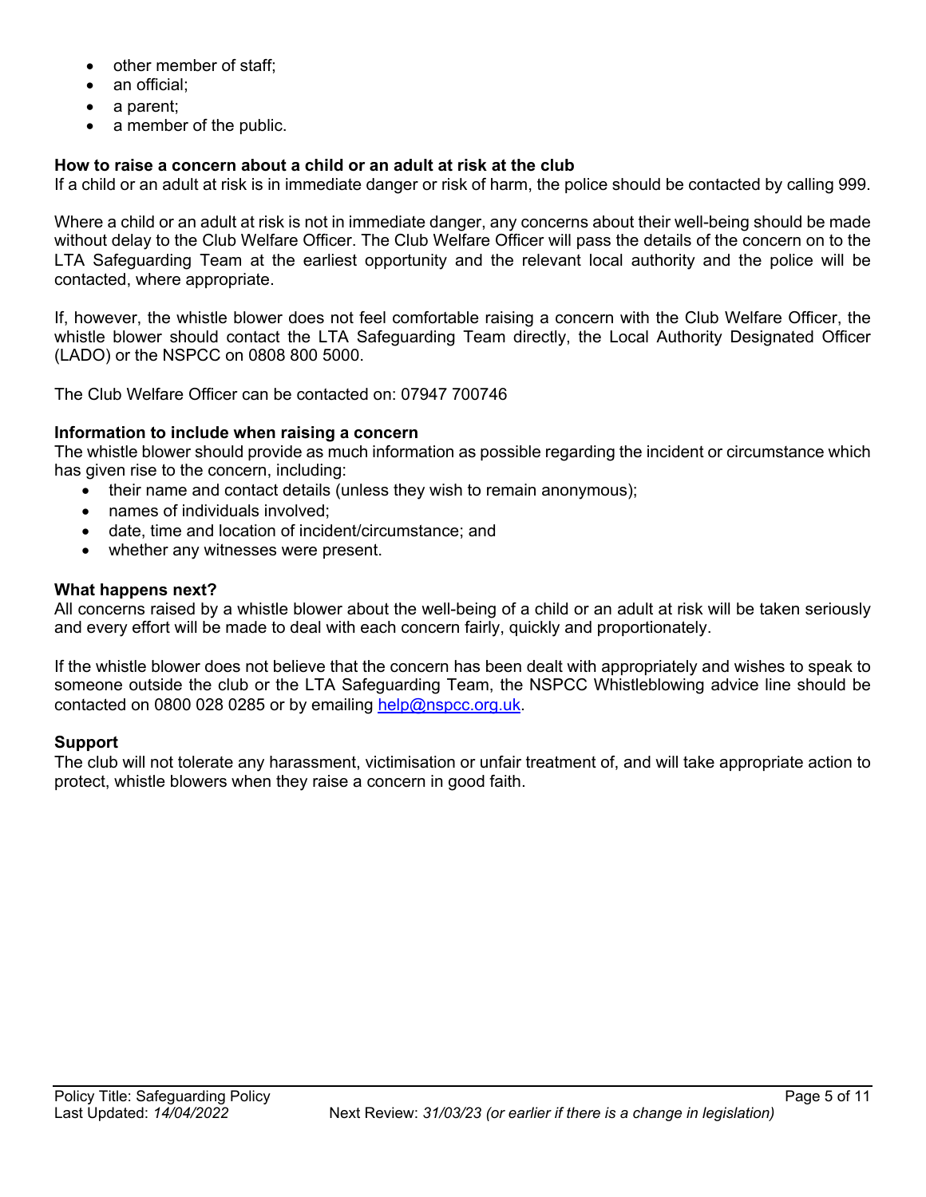- other member of staff;
- an official;
- a parent;
- a member of the public.

**How to raise a concern about a child or an adult at risk at the club**

If a child or an adult at risk is in immediate danger or risk of harm, the police should be contacted by calling 999.

Where a child or an adult at risk is not in immediate danger, any concerns about their well-being should be made without delay to the Club Welfare Officer. The Club Welfare Officer will pass the details of the concern on to the LTA Safeguarding Team at the earliest opportunity and the relevant local authority and the police will be contacted, where appropriate.

If, however, the whistle blower does not feel comfortable raising a concern with the Club Welfare Officer, the whistle blower should contact the LTA Safeguarding Team directly, the Local Authority Designated Officer (LADO) or the NSPCC on 0808 800 5000.

The Club Welfare Officer can be contacted on: 07947 700746

**Information to include when raising a concern**

The whistle blower should provide as much information as possible regarding the incident or circumstance which has given rise to the concern, including:

- their name and contact details (unless they wish to remain anonymous);
- names of individuals involved;
- date, time and location of incident/circumstance; and
- whether any witnesses were present.

**What happens next?**

All concerns raised by a whistle blower about the well-being of a child or an adult at risk will be taken seriously and every effort will be made to deal with each concern fairly, quickly and proportionately.

If the whistle blower does not believe that the concern has been dealt with appropriately and wishes to speak to someone outside the club or the LTA Safeguarding Team, the NSPCC Whistleblowing advice line should be contacted on 0800 028 0285 or by emailing help@nspcc.org.uk.

**Support**

The club will not tolerate any harassment, victimisation or unfair treatment of, and will take appropriate action to protect, whistle blowers when they raise a concern in good faith.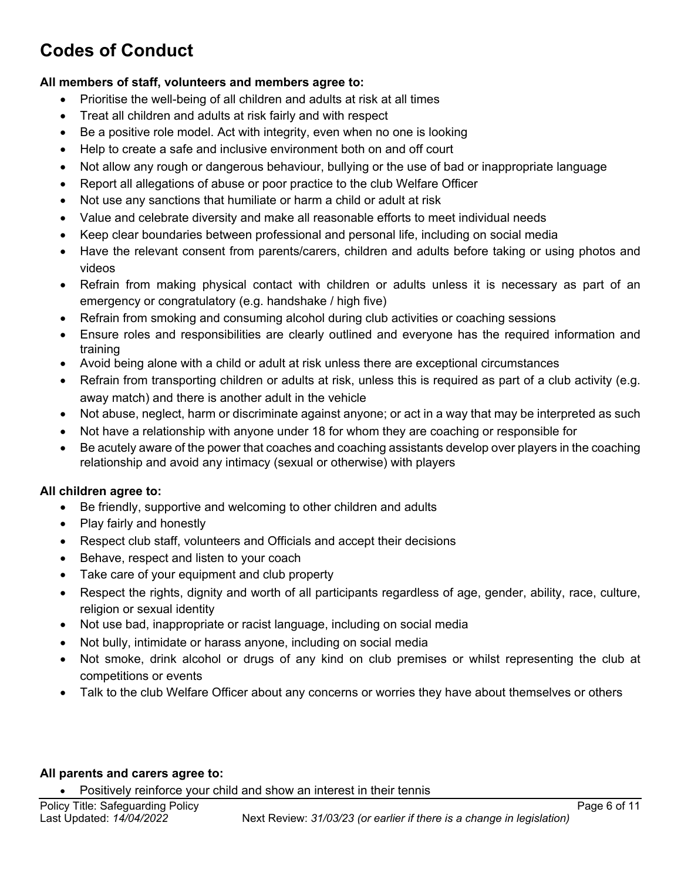# Codes of Conduct

**All members of staff, volunteers and members agree to:**

- Prioritise the well-being of all children and adults at risk at all times
- Treat all children and adults at risk fairly and with respect
- Be a positive role model. Act with integrity, even when no one is looking
- Help to create a safe and inclusive environment both on and off court
- Not allow any rough or dangerous behaviour, bullying or the use of bad or inappropriate language
- Report all allegations of abuse or poor practice to the club Welfare Officer
- Not use any sanctions that humiliate or harm a child or adult at risk
- Value and celebrate diversity and make all reasonable efforts to meet individual needs
- Keep clear boundaries between professional and personal life, including on social media
- Have the relevant consent from parents/carers, children and adults before taking or using photos and videos
- Refrain from making physical contact with children or adults unless it is necessary as part of an emergency or congratulatory (e.g. handshake / high five)
- Refrain from smoking and consuming alcohol during club activities or coaching sessions
- Ensure roles and responsibilities are clearly outlined and everyone has the required information and training
- Avoid being alone with a child or adult at risk unless there are exceptional circumstances
- Refrain from transporting children or adults at risk, unless this is required as part of a club activity (e.g. away match) and there is another adult in the vehicle
- Not abuse, neglect, harm or discriminate against anyone; or act in a way that may be interpreted as such
- Not have a relationship with anyone under 18 for whom they are coaching or responsible for
- Be acutely aware of the power that coaches and coaching assistants develop over players in the coaching relationship and avoid any intimacy (sexual or otherwise) with players

**All children agree to:**

- Be friendly, supportive and welcoming to other children and adults
- Play fairly and honestly
- Respect club staff, volunteers and Officials and accept their decisions
- Behave, respect and listen to your coach
- Take care of your equipment and club property
- Respect the rights, dignity and worth of all participants regardless of age, gender, ability, race, culture, religion or sexual identity
- Not use bad, inappropriate or racist language, including on social media
- Not bully, intimidate or harass anyone, including on social media
- Not smoke, drink alcohol or drugs of any kind on club premises or whilst representing the club at competitions or events
- Talk to the club Welfare Officer about any concerns or worries they have about themselves or others

**All parents and carers agree to:**

- Positively reinforce your child and show an interest in their tennis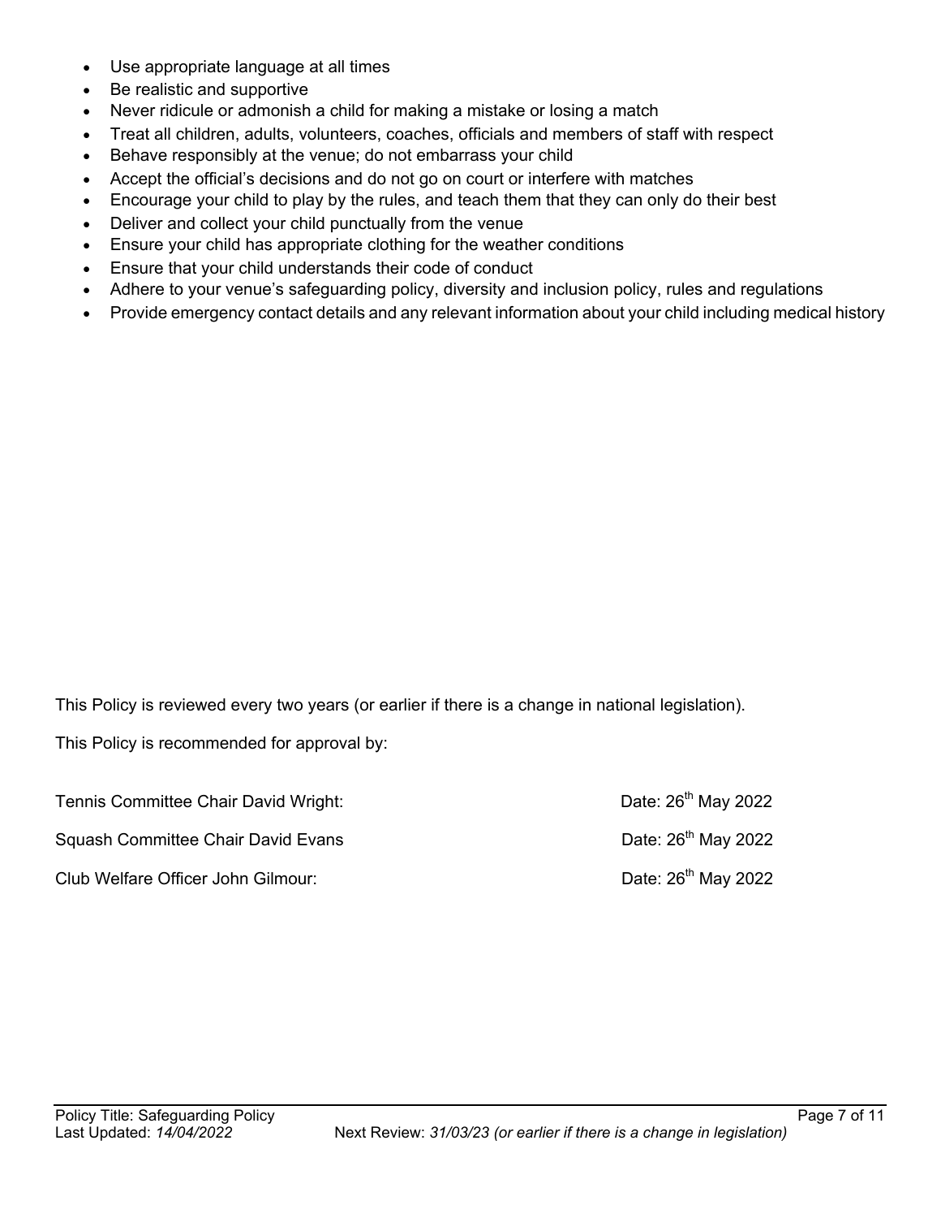- Use appropriate language at all times
- Be realistic and supportive
- Never ridicule or admonish a child for making a mistake or losing a match
- Treat all children, adults, volunteers, coaches, officials and members of staff with respect
- Behave responsibly at the venue; do not embarrass your child
- Accept the official's decisions and do not go on court or interfere with matches
- Encourage your child to play by the rules, and teach them that they can only do their best
- Deliver and collect your child punctually from the venue
- Ensure your child has appropriate clothing for the weather conditions
- Ensure that your child understands their code of conduct
- Adhere to your venue's safeguarding policy, diversity and inclusion policy, rules and regulations
- Provide emergency contact details and any relevant information about your child including medical history

This Policy is reviewed every two years (or earlier if there is a change in national legislation).

This Policy is recommended for approval by:

Tennis Committee Chair David Wright: Date: 26th May 2022

Squash Committee Chair David Evans Date: 26th May 2022

Club Welfare Officer John Gilmour: Date: 26th May 2022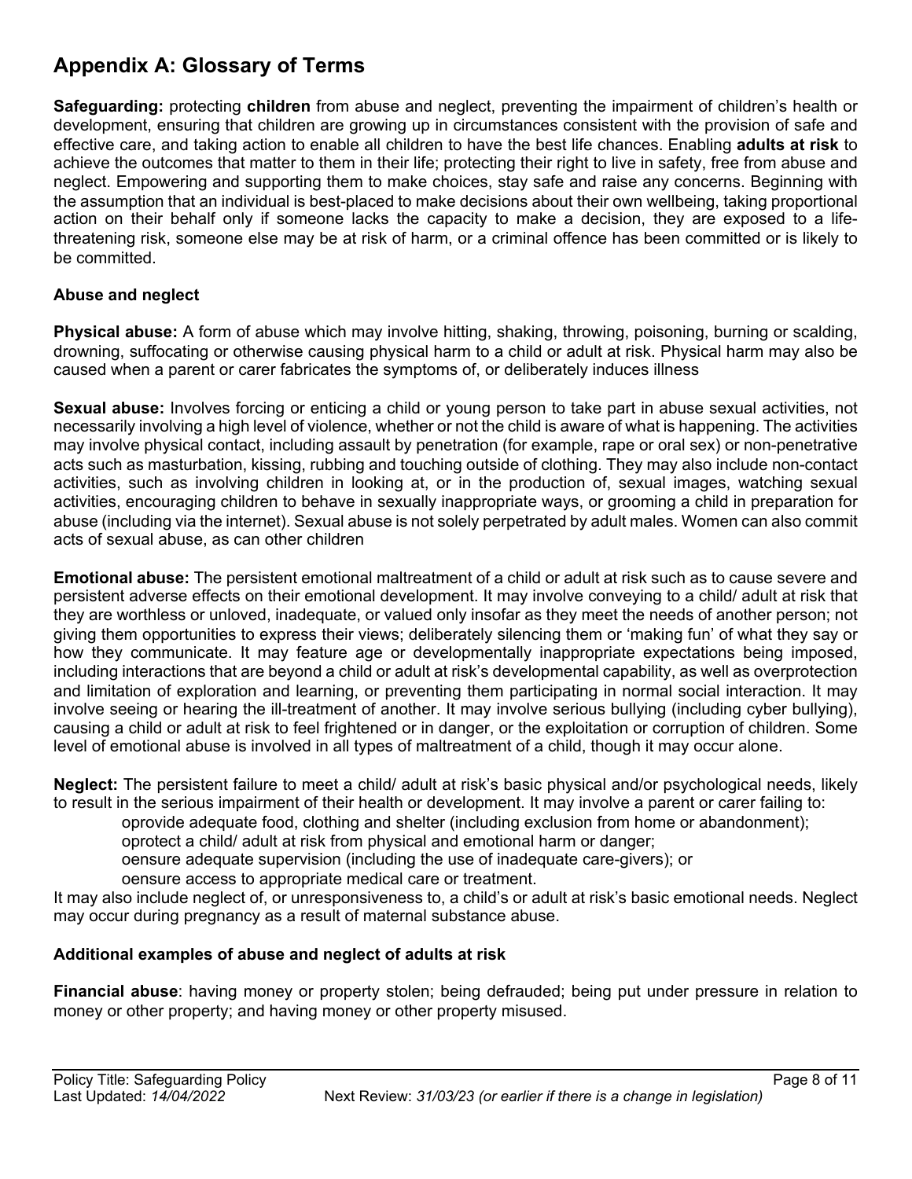## Appendix A: Glossary of Terms

**Safeguarding:** protecting **children** from abuse and neglect, preventing the impairment of children's health or development, ensuring that children are growing up in circumstances consistent with the provision of safe and effective care, and taking action to enable all children to have the best life chances. Enabling **adults at risk** to achieve the outcomes that matter to them in their life; protecting their right to live in safety, free from abuse and neglect. Empowering and supporting them to make choices, stay safe and raise any concerns. Beginning with the assumption that an individual is best-placed to make decisions about their own wellbeing, taking proportional action on their behalf only if someone lacks the capacity to make a decision, they are exposed to a life-threatening risk, someone else may be at risk of harm, or a criminal offence has been committed or is likely to be committed.

### Abuse and neglect

**Physical abuse:** A form of abuse which may involve hitting, shaking, throwing, poisoning, burning or scalding, drowning, suffocating or otherwise causing physical harm to a child or adult at risk. Physical harm may also be caused when a parent or carer fabricates the symptoms of, or deliberately induces illness

**Sexual abuse:** Involves forcing or enticing a child or young person to take part in abuse sexual activities, not necessarily involving a high level of violence, whether or not the child is aware of what is happening. The activities may involve physical contact, including assault by penetration (for example, rape or oral sex) or non-penetrative acts such as masturbation, kissing, rubbing and touching outside of clothing. They may also include non-contact activities, such as involving children in looking at, or in the production of, sexual images, watching sexual activities, encouraging children to behave in sexually inappropriate ways, or grooming a child in preparation for abuse (including via the internet). Sexual abuse is not solely perpetrated by adult males. Women can also commit acts of sexual abuse, as can other children

**Emotional abuse:** The persistent emotional maltreatment of a child or adult at risk such as to cause severe and persistent adverse effects on their emotional development. It may involve conveying to a child/ adult at risk that they are worthless or unloved, inadequate, or valued only insofar as they meet the needs of another person; not giving them opportunities to express their views; deliberately silencing them or 'making fun' of what they say or how they communicate. It may feature age or developmentally inappropriate expectations being imposed, including interactions that are beyond a child or adult at risk's developmental capability, as well as overprotection and limitation of exploration and learning, or preventing them participating in normal social interaction. It may involve seeing or hearing the ill-treatment of another. It may involve serious bullying (including cyber bullying), causing a child or adult at risk to feel frightened or in danger, or the exploitation or corruption of children. Some level of emotional abuse is involved in all types of maltreatment of a child, though it may occur alone.

**Neglect:** The persistent failure to meet a child/ adult at risk's basic physical and/or psychological needs, likely to result in the serious impairment of their health or development. It may involve a parent or carer failing to:

- provide adequate food, clothing and shelter (including exclusion from home or abandonment);
- protect a child/ adult at risk from physical and emotional harm or danger;
- ensure adequate supervision (including the use of inadequate care-givers); or
- ensure access to appropriate medical care or treatment.

It may also include neglect of, or unresponsiveness to, a child's or adult at risk's basic emotional needs. Neglect may occur during pregnancy as a result of maternal substance abuse.

### Additional examples of abuse and neglect of adults at risk

**Financial abuse**: having money or property stolen; being defrauded; being put under pressure in relation to money or other property; and having money or other property misused.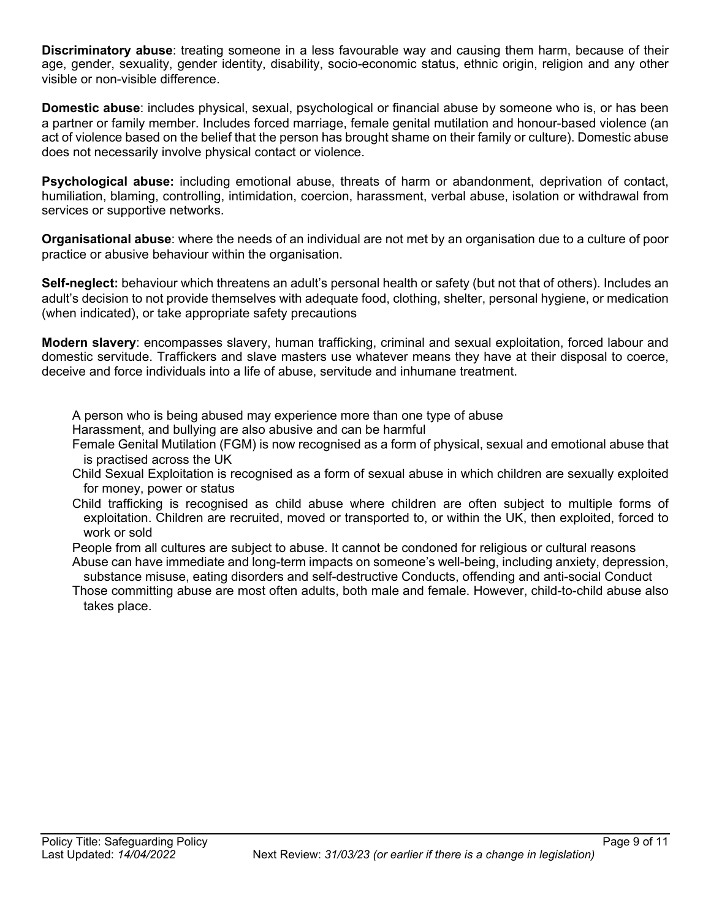**Discriminatory abuse**: treating someone in a less favourable way and causing them harm, because of their age, gender, sexuality, gender identity, disability, socio-economic status, ethnic origin, religion and any other visible or non-visible difference.

**Domestic abuse**: includes physical, sexual, psychological or financial abuse by someone who is, or has been a partner or family member. Includes forced marriage, female genital mutilation and honour-based violence (an act of violence based on the belief that the person has brought shame on their family or culture). Domestic abuse does not necessarily involve physical contact or violence.

**Psychological abuse:** including emotional abuse, threats of harm or abandonment, deprivation of contact, humiliation, blaming, controlling, intimidation, coercion, harassment, verbal abuse, isolation or withdrawal from services or supportive networks.

**Organisational abuse**: where the needs of an individual are not met by an organisation due to a culture of poor practice or abusive behaviour within the organisation.

**Self-neglect:** behaviour which threatens an adult's personal health or safety (but not that of others). Includes an adult's decision to not provide themselves with adequate food, clothing, shelter, personal hygiene, or medication (when indicated), or take appropriate safety precautions

**Modern slavery**: encompasses slavery, human trafficking, criminal and sexual exploitation, forced labour and domestic servitude. Traffickers and slave masters use whatever means they have at their disposal to coerce, deceive and force individuals into a life of abuse, servitude and inhumane treatment.

- A person who is being abused may experience more than one type of abuse
- Harassment, and bullying are also abusive and can be harmful
- Female Genital Mutilation (FGM) is now recognised as a form of physical, sexual and emotional abuse that is practised across the UK
- Child Sexual Exploitation is recognised as a form of sexual abuse in which children are sexually exploited for money, power or status
- Child trafficking is recognised as child abuse where children are often subject to multiple forms of exploitation. Children are recruited, moved or transported to, or within the UK, then exploited, forced to work or sold
- People from all cultures are subject to abuse. It cannot be condoned for religious or cultural reasons
- Abuse can have immediate and long-term impacts on someone's well-being, including anxiety, depression, substance misuse, eating disorders and self-destructive Conducts, offending and anti-social Conduct
- Those committing abuse are most often adults, both male and female. However, child-to-child abuse also takes place.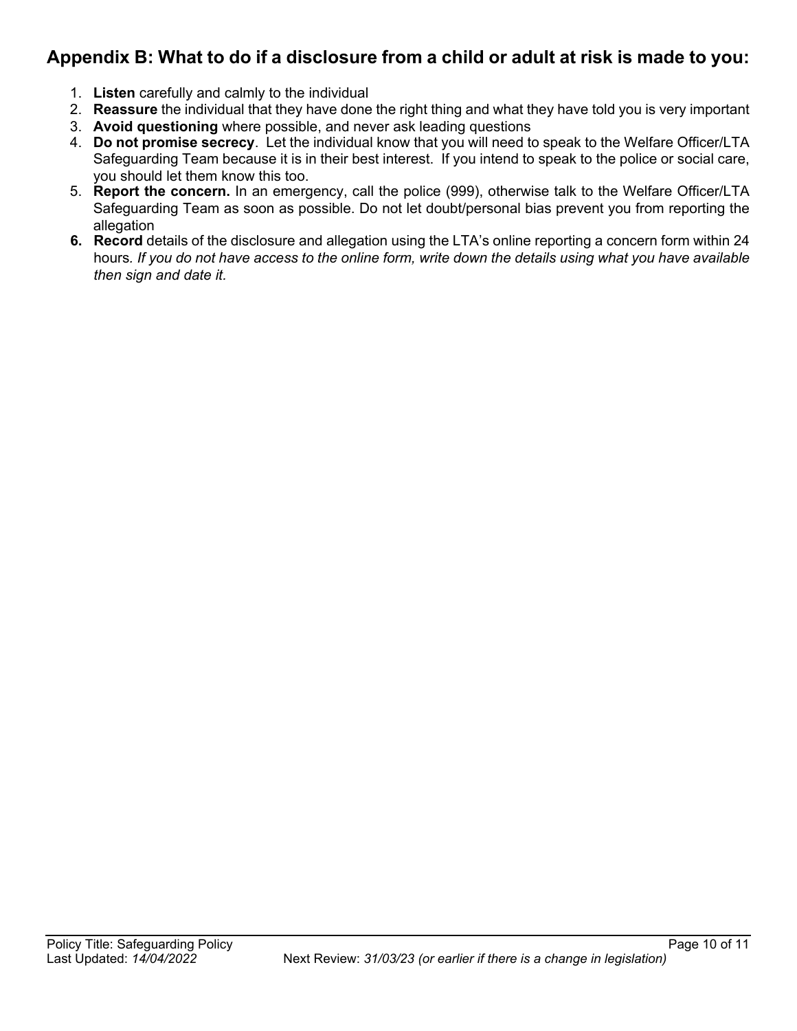## Appendix B: What to do if a disclosure from a child or adult at risk is made to you:

1. **Listen** carefully and calmly to the individual
2. **Reassure** the individual that they have done the right thing and what they have told you is very important
3. **Avoid questioning** where possible, and never ask leading questions
4. **Do not promise secrecy**. Let the individual know that you will need to speak to the Welfare Officer/LTA Safeguarding Team because it is in their best interest. If you intend to speak to the police or social care, you should let them know this too.
5. **Report the concern.** In an emergency, call the police (999), otherwise talk to the Welfare Officer/LTA Safeguarding Team as soon as possible. Do not let doubt/personal bias prevent you from reporting the allegation
6. **Record** details of the disclosure and allegation using the LTA's online reporting a concern form within 24 hours. *If you do not have access to the online form, write down the details using what you have available then sign and date it.*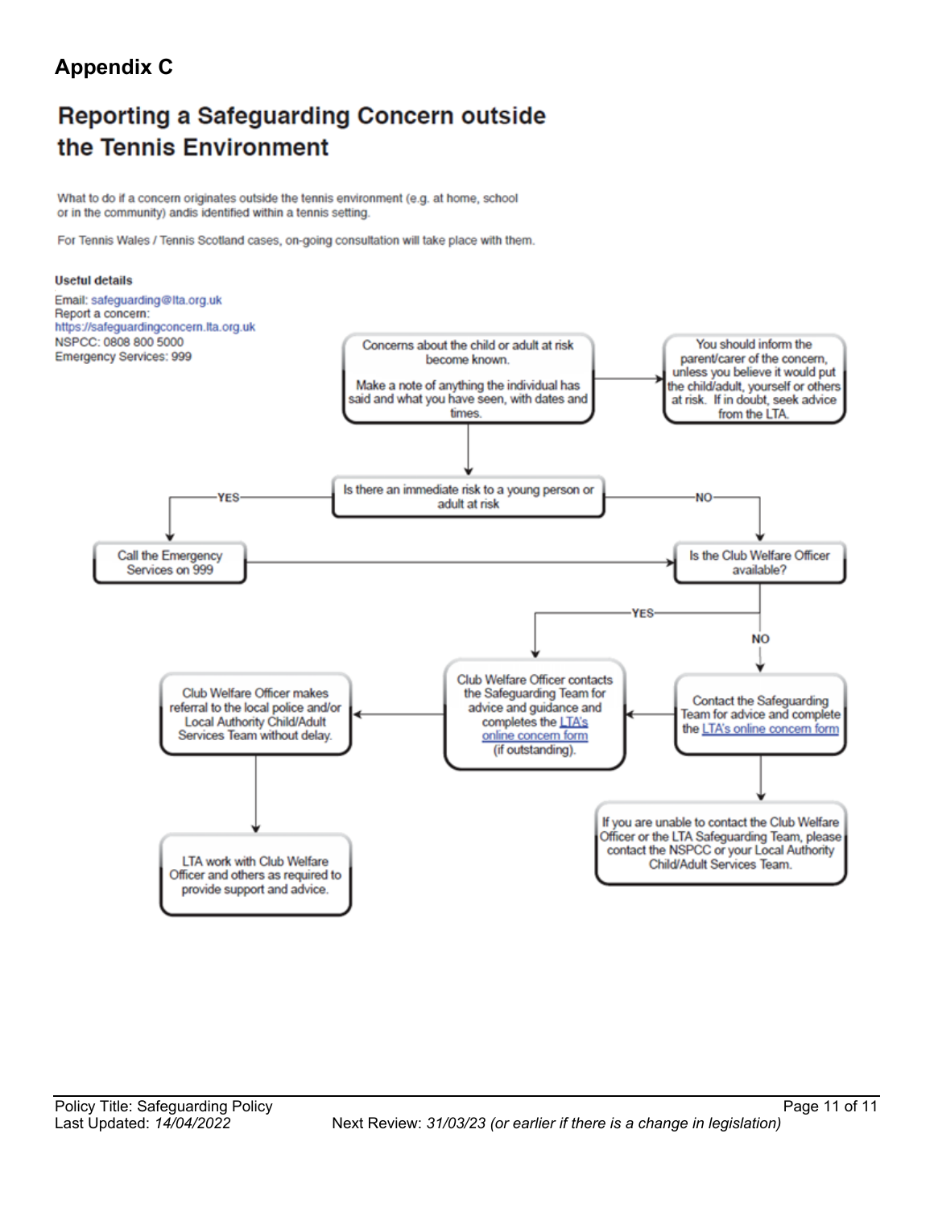## Appendix C

# Reporting a Safeguarding Concern outside the Tennis Environment

What to do if a concern originates outside the tennis environment (e.g. at home, school or in the community) andis identified within a tennis setting.

For Tennis Wales / Tennis Scotland cases, on-going consultation will take place with them.

**Useful details**

Email: safeguarding@lta.org.uk
Report a concern:
https://safeguardingconcern.lta.org.uk
NSPCC: 0808 800 5000
Emergency Services: 999

Concerns about the child or adult at risk become known.

Make a note of anything the individual has said and what you have seen, with dates and times.

You should inform the parent/carer of the concern, unless you believe it would put the child/adult, yourself or others at risk. If in doubt, seek advice from the LTA.

Is there an immediate risk to a young person or adult at risk

YES

Call the Emergency Services on 999

NO

Is the Club Welfare Officer available?

YES

Club Welfare Officer contacts the Safeguarding Team for advice and guidance and completes the LTA's online concern form (if outstanding).

NO

Contact the Safeguarding Team for advice and complete the LTA's online concern form

Club Welfare Officer makes referral to the local police and/or Local Authority Child/Adult Services Team without delay.

LTA work with Club Welfare Officer and others as required to provide support and advice.

If you are unable to contact the Club Welfare Officer or the LTA Safeguarding Team, please contact the NSPCC or your Local Authority Child/Adult Services Team.

Policy Title: Safeguarding Policy
Last Updated: *14/04/2022*
Next Review: *31/03/23 (or earlier if there is a change in legislation)*